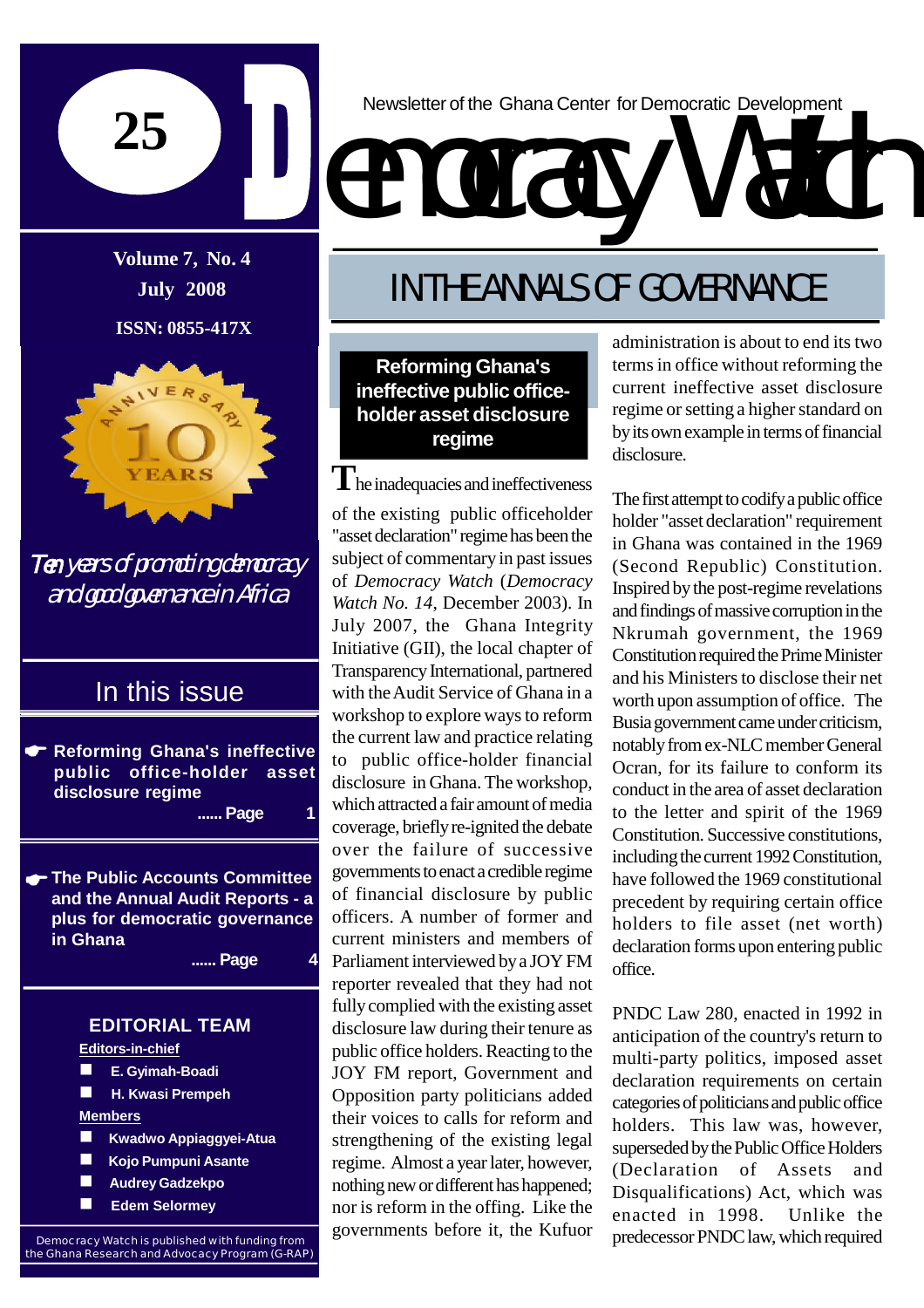# Democracy Watch

Newsletter of the Ghana Center for Democratic Development

25

**Volume 7, No. 4**
**July 2008**
**ISSN: 0855-417X**

ANNIVERSARY 10 YEARS

*Ten years of promoting democracy and good governance in Africa*

## In this issue

- **Reforming Ghana's ineffective public office-holder asset disclosure regime** ...... Page 1
- **The Public Accounts Committee and the Annual Audit Reports - a plus for democratic governance in Ghana** ...... Page 4

### EDITORIAL TEAM

**Editors-in-chief**
- E. Gyimah-Boadi
- H. Kwasi Prempeh

**Members**
- Kwadwo Appiaggyei-Atua
- Kojo Pumpuni Asante
- Audrey Gadzekpo
- Edem Selormey

Democracy Watch is published with funding from the Ghana Research and Advocacy Program (G-RAP)

## IN THE ANNALS OF GOVERNANCE

### Reforming Ghana's ineffective public office-holder asset disclosure regime

The inadequacies and ineffectiveness of the existing public officeholder "asset declaration" regime has been the subject of commentary in past issues of *Democracy Watch* (*Democracy Watch No. 14*, December 2003). In July 2007, the Ghana Integrity Initiative (GII), the local chapter of Transparency International, partnered with the Audit Service of Ghana in a workshop to explore ways to reform the current law and practice relating to public office-holder financial disclosure in Ghana. The workshop, which attracted a fair amount of media coverage, briefly re-ignited the debate over the failure of successive governments to enact a credible regime of financial disclosure by public officers. A number of former and current ministers and members of Parliament interviewed by a JOY FM reporter revealed that they had not fully complied with the existing asset disclosure law during their tenure as public office holders. Reacting to the JOY FM report, Government and Opposition party politicians added their voices to calls for reform and strengthening of the existing legal regime. Almost a year later, however, nothing new or different has happened; nor is reform in the offing. Like the governments before it, the Kufuor administration is about to end its two terms in office without reforming the current ineffective asset disclosure regime or setting a higher standard on by its own example in terms of financial disclosure.

The first attempt to codify a public office holder "asset declaration" requirement in Ghana was contained in the 1969 (Second Republic) Constitution. Inspired by the post-regime revelations and findings of massive corruption in the Nkrumah government, the 1969 Constitution required the Prime Minister and his Ministers to disclose their net worth upon assumption of office. The Busia government came under criticism, notably from ex-NLC member General Ocran, for its failure to conform its conduct in the area of asset declaration to the letter and spirit of the 1969 Constitution. Successive constitutions, including the current 1992 Constitution, have followed the 1969 constitutional precedent by requiring certain office holders to file asset (net worth) declaration forms upon entering public office.

PNDC Law 280, enacted in 1992 in anticipation of the country's return to multi-party politics, imposed asset declaration requirements on certain categories of politicians and public office holders. This law was, however, superseded by the Public Office Holders (Declaration of Assets and Disqualifications) Act, which was enacted in 1998. Unlike the predecessor PNDC law, which required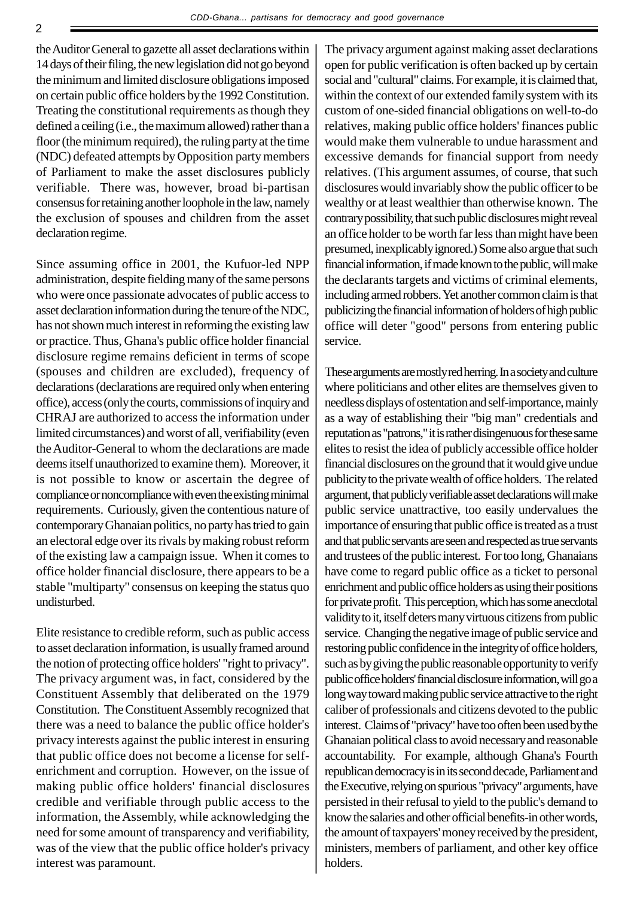the Auditor General to gazette all asset declarations within 14 days of their filing, the new legislation did not go beyond the minimum and limited disclosure obligations imposed on certain public office holders by the 1992 Constitution. Treating the constitutional requirements as though they defined a ceiling (i.e., the maximum allowed) rather than a floor (the minimum required), the ruling party at the time (NDC) defeated attempts by Opposition party members of Parliament to make the asset disclosures publicly verifiable. There was, however, broad bi-partisan consensus for retaining another loophole in the law, namely the exclusion of spouses and children from the asset declaration regime.

Since assuming office in 2001, the Kufuor-led NPP administration, despite fielding many of the same persons who were once passionate advocates of public access to asset declaration information during the tenure of the NDC, has not shown much interest in reforming the existing law or practice. Thus, Ghana's public office holder financial disclosure regime remains deficient in terms of scope (spouses and children are excluded), frequency of declarations (declarations are required only when entering office), access (only the courts, commissions of inquiry and CHRAJ are authorized to access the information under limited circumstances) and worst of all, verifiability (even the Auditor-General to whom the declarations are made deems itself unauthorized to examine them). Moreover, it is not possible to know or ascertain the degree of compliance or noncompliance with even the existing minimal requirements. Curiously, given the contentious nature of contemporary Ghanaian politics, no party has tried to gain an electoral edge over its rivals by making robust reform of the existing law a campaign issue. When it comes to office holder financial disclosure, there appears to be a stable "multiparty" consensus on keeping the status quo undisturbed.

Elite resistance to credible reform, such as public access to asset declaration information, is usually framed around the notion of protecting office holders' "right to privacy". The privacy argument was, in fact, considered by the Constituent Assembly that deliberated on the 1979 Constitution. The Constituent Assembly recognized that there was a need to balance the public office holder's privacy interests against the public interest in ensuring that public office does not become a license for self-enrichment and corruption. However, on the issue of making public office holders' financial disclosures credible and verifiable through public access to the information, the Assembly, while acknowledging the need for some amount of transparency and verifiability, was of the view that the public office holder's privacy interest was paramount.

The privacy argument against making asset declarations open for public verification is often backed up by certain social and "cultural" claims. For example, it is claimed that, within the context of our extended family system with its custom of one-sided financial obligations on well-to-do relatives, making public office holders' finances public would make them vulnerable to undue harassment and excessive demands for financial support from needy relatives. (This argument assumes, of course, that such disclosures would invariably show the public officer to be wealthy or at least wealthier than otherwise known. The contrary possibility, that such public disclosures might reveal an office holder to be worth far less than might have been presumed, inexplicably ignored.) Some also argue that such financial information, if made known to the public, will make the declarants targets and victims of criminal elements, including armed robbers. Yet another common claim is that publicizing the financial information of holders of high public office will deter "good" persons from entering public service.

These arguments are mostly red herring. In a society and culture where politicians and other elites are themselves given to needless displays of ostentation and self-importance, mainly as a way of establishing their "big man" credentials and reputation as "patrons," it is rather disingenuous for these same elites to resist the idea of publicly accessible office holder financial disclosures on the ground that it would give undue publicity to the private wealth of office holders. The related argument, that publicly verifiable asset declarations will make public service unattractive, too easily undervalues the importance of ensuring that public office is treated as a trust and that public servants are seen and respected as true servants and trustees of the public interest. For too long, Ghanaians have come to regard public office as a ticket to personal enrichment and public office holders as using their positions for private profit. This perception, which has some anecdotal validity to it, itself deters many virtuous citizens from public service. Changing the negative image of public service and restoring public confidence in the integrity of office holders, such as by giving the public reasonable opportunity to verify public office holders' financial disclosure information, will go a long way toward making public service attractive to the right caliber of professionals and citizens devoted to the public interest. Claims of "privacy" have too often been used by the Ghanaian political class to avoid necessary and reasonable accountability. For example, although Ghana's Fourth republican democracy is in its second decade, Parliament and the Executive, relying on spurious "privacy" arguments, have persisted in their refusal to yield to the public's demand to know the salaries and other official benefits-in other words, the amount of taxpayers' money received by the president, ministers, members of parliament, and other key office holders.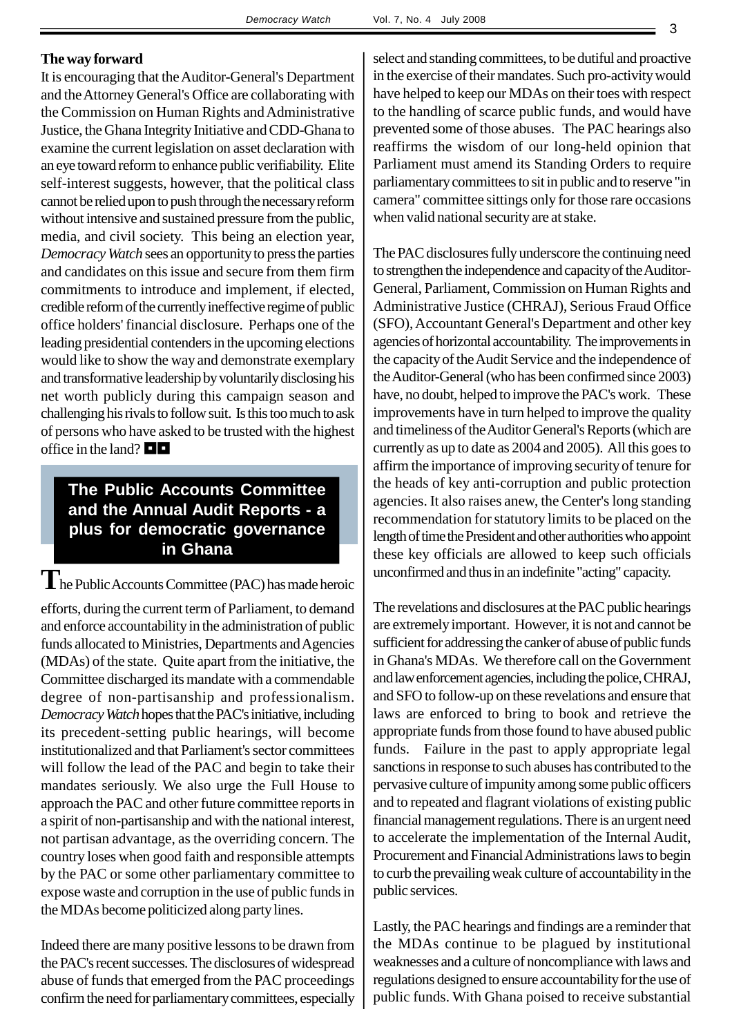### The way forward

It is encouraging that the Auditor-General's Department and the Attorney General's Office are collaborating with the Commission on Human Rights and Administrative Justice, the Ghana Integrity Initiative and CDD-Ghana to examine the current legislation on asset declaration with an eye toward reform to enhance public verifiability. Elite self-interest suggests, however, that the political class cannot be relied upon to push through the necessary reform without intensive and sustained pressure from the public, media, and civil society. This being an election year, *Democracy Watch* sees an opportunity to press the parties and candidates on this issue and secure from them firm commitments to introduce and implement, if elected, credible reform of the currently ineffective regime of public office holders' financial disclosure. Perhaps one of the leading presidential contenders in the upcoming elections would like to show the way and demonstrate exemplary and transformative leadership by voluntarily disclosing his net worth publicly during this campaign season and challenging his rivals to follow suit. Is this too much to ask of persons who have asked to be trusted with the highest office in the land? ◘◘

## The Public Accounts Committee and the Annual Audit Reports - a plus for democratic governance in Ghana

The Public Accounts Committee (PAC) has made heroic efforts, during the current term of Parliament, to demand and enforce accountability in the administration of public funds allocated to Ministries, Departments and Agencies (MDAs) of the state. Quite apart from the initiative, the Committee discharged its mandate with a commendable degree of non-partisanship and professionalism. *Democracy Watch* hopes that the PAC's initiative, including its precedent-setting public hearings, will become institutionalized and that Parliament's sector committees will follow the lead of the PAC and begin to take their mandates seriously. We also urge the Full House to approach the PAC and other future committee reports in a spirit of non-partisanship and with the national interest, not partisan advantage, as the overriding concern. The country loses when good faith and responsible attempts by the PAC or some other parliamentary committee to expose waste and corruption in the use of public funds in the MDAs become politicized along party lines.

Indeed there are many positive lessons to be drawn from the PAC's recent successes. The disclosures of widespread abuse of funds that emerged from the PAC proceedings confirm the need for parliamentary committees, especially select and standing committees, to be dutiful and proactive in the exercise of their mandates. Such pro-activity would have helped to keep our MDAs on their toes with respect to the handling of scarce public funds, and would have prevented some of those abuses. The PAC hearings also reaffirms the wisdom of our long-held opinion that Parliament must amend its Standing Orders to require parliamentary committees to sit in public and to reserve "in camera" committee sittings only for those rare occasions when valid national security are at stake.

The PAC disclosures fully underscore the continuing need to strengthen the independence and capacity of the Auditor-General, Parliament, Commission on Human Rights and Administrative Justice (CHRAJ), Serious Fraud Office (SFO), Accountant General's Department and other key agencies of horizontal accountability. The improvements in the capacity of the Audit Service and the independence of the Auditor-General (who has been confirmed since 2003) have, no doubt, helped to improve the PAC's work. These improvements have in turn helped to improve the quality and timeliness of the Auditor General's Reports (which are currently as up to date as 2004 and 2005). All this goes to affirm the importance of improving security of tenure for the heads of key anti-corruption and public protection agencies. It also raises anew, the Center's long standing recommendation for statutory limits to be placed on the length of time the President and other authorities who appoint these key officials are allowed to keep such officials unconfirmed and thus in an indefinite "acting" capacity.

The revelations and disclosures at the PAC public hearings are extremely important. However, it is not and cannot be sufficient for addressing the canker of abuse of public funds in Ghana's MDAs. We therefore call on the Government and law enforcement agencies, including the police, CHRAJ, and SFO to follow-up on these revelations and ensure that laws are enforced to bring to book and retrieve the appropriate funds from those found to have abused public funds. Failure in the past to apply appropriate legal sanctions in response to such abuses has contributed to the pervasive culture of impunity among some public officers and to repeated and flagrant violations of existing public financial management regulations. There is an urgent need to accelerate the implementation of the Internal Audit, Procurement and Financial Administrations laws to begin to curb the prevailing weak culture of accountability in the public services.

Lastly, the PAC hearings and findings are a reminder that the MDAs continue to be plagued by institutional weaknesses and a culture of noncompliance with laws and regulations designed to ensure accountability for the use of public funds. With Ghana poised to receive substantial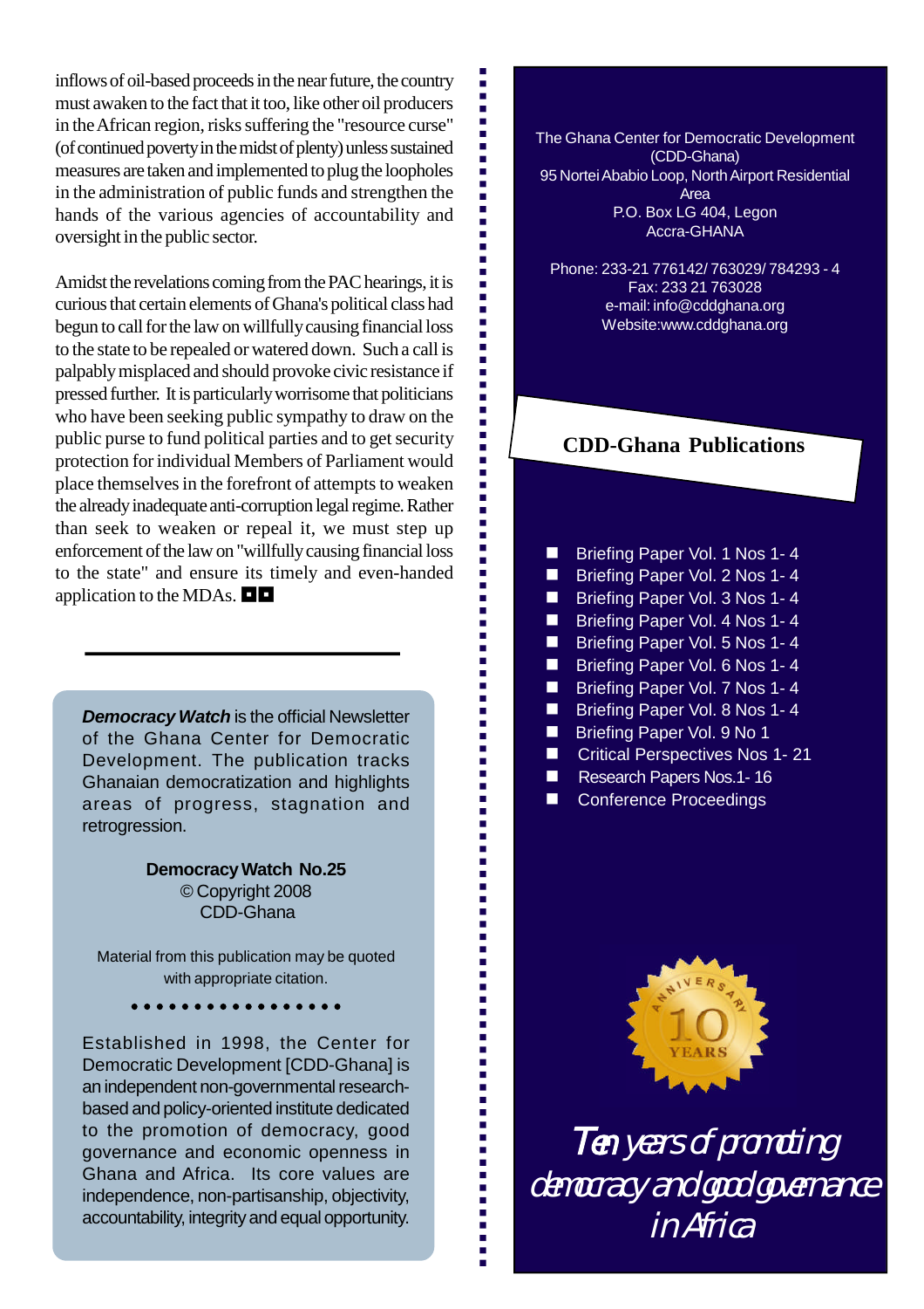inflows of oil-based proceeds in the near future, the country must awaken to the fact that it too, like other oil producers in the African region, risks suffering the "resource curse" (of continued poverty in the midst of plenty) unless sustained measures are taken and implemented to plug the loopholes in the administration of public funds and strengthen the hands of the various agencies of accountability and oversight in the public sector.

Amidst the revelations coming from the PAC hearings, it is curious that certain elements of Ghana's political class had begun to call for the law on willfully causing financial loss to the state to be repealed or watered down. Such a call is palpably misplaced and should provoke civic resistance if pressed further. It is particularly worrisome that politicians who have been seeking public sympathy to draw on the public purse to fund political parties and to get security protection for individual Members of Parliament would place themselves in the forefront of attempts to weaken the already inadequate anti-corruption legal regime. Rather than seek to weaken or repeal it, we must step up enforcement of the law on "willfully causing financial loss to the state" and ensure its timely and even-handed application to the MDAs.

---

***Democracy Watch*** is the official Newsletter of the Ghana Center for Democratic Development. The publication tracks Ghanaian democratization and highlights areas of progress, stagnation and retrogression.

**Democracy Watch No.25**
© Copyright 2008
CDD-Ghana

Material from this publication may be quoted with appropriate citation.

Established in 1998, the Center for Democratic Development [CDD-Ghana] is an independent non-governmental research-based and policy-oriented institute dedicated to the promotion of democracy, good governance and economic openness in Ghana and Africa. Its core values are independence, non-partisanship, objectivity, accountability, integrity and equal opportunity.

The Ghana Center for Democratic Development (CDD-Ghana)
95 Nortei Ababio Loop, North Airport Residential Area
P.O. Box LG 404, Legon
Accra-GHANA

Phone: 233-21 776142/ 763029/ 784293 - 4
Fax: 233 21 763028
e-mail: info@cddghana.org
Website:www.cddghana.org

## CDD-Ghana Publications

- Briefing Paper Vol. 1 Nos 1- 4
- Briefing Paper Vol. 2 Nos 1- 4
- Briefing Paper Vol. 3 Nos 1- 4
- Briefing Paper Vol. 4 Nos 1- 4
- Briefing Paper Vol. 5 Nos 1- 4
- Briefing Paper Vol. 6 Nos 1- 4
- Briefing Paper Vol. 7 Nos 1- 4
- Briefing Paper Vol. 8 Nos 1- 4
- Briefing Paper Vol. 9 No 1
- Critical Perspectives Nos 1- 21
- Research Papers Nos.1- 16
- Conference Proceedings

ANNIVERSARY 10 YEARS

*Ten years of promoting democracy and good governance in Africa*